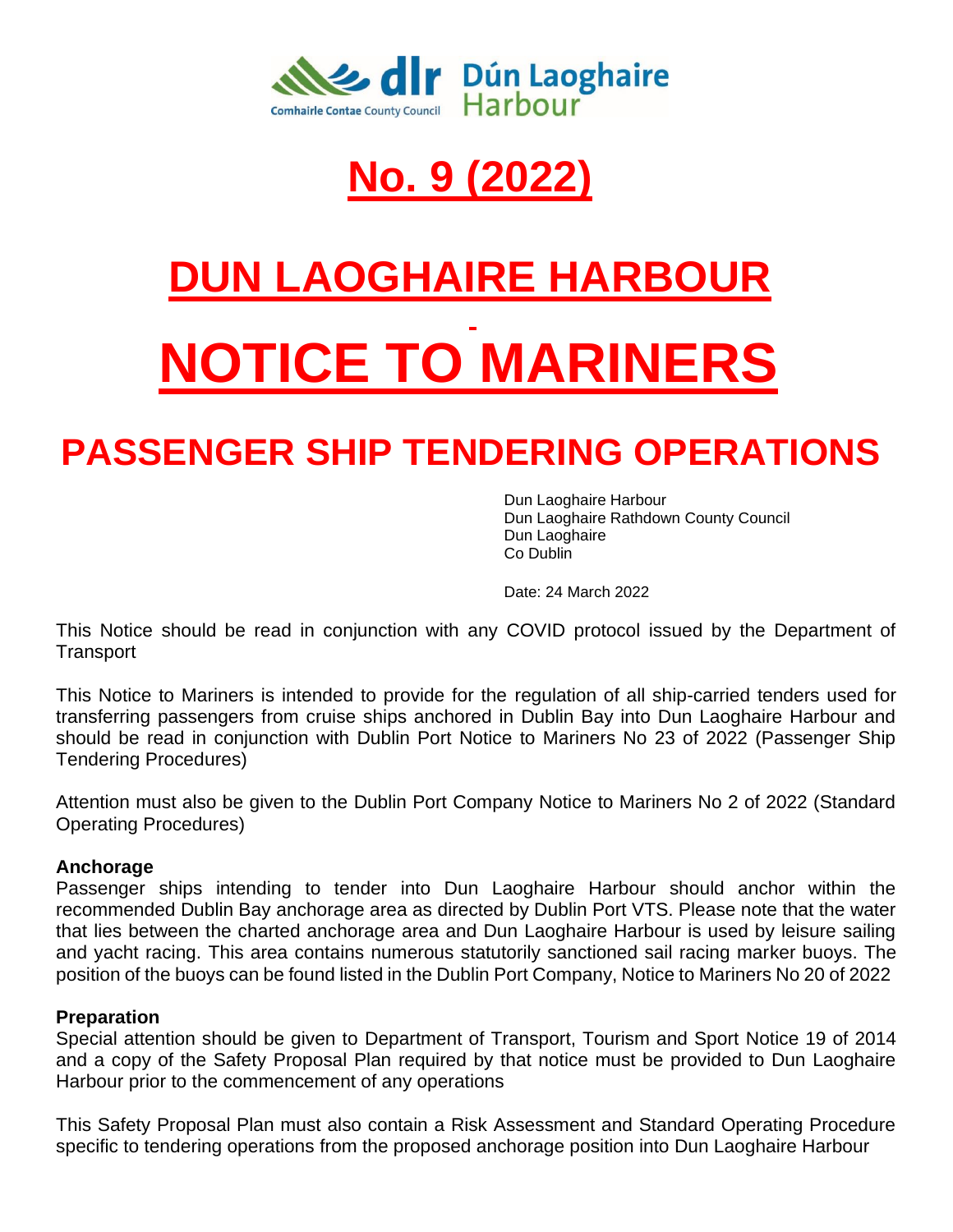dlr Comhairle Contae County Council — Dún Laoghaire Harbour

# No. 9 (2022)

# DUN LAOGHAIRE HARBOUR

# NOTICE TO MARINERS

## PASSENGER SHIP TENDERING OPERATIONS

Dun Laoghaire Harbour
Dun Laoghaire Rathdown County Council
Dun Laoghaire
Co Dublin

Date: 24 March 2022

This Notice should be read in conjunction with any COVID protocol issued by the Department of Transport

This Notice to Mariners is intended to provide for the regulation of all ship-carried tenders used for transferring passengers from cruise ships anchored in Dublin Bay into Dun Laoghaire Harbour and should be read in conjunction with Dublin Port Notice to Mariners No 23 of 2022 (Passenger Ship Tendering Procedures)

Attention must also be given to the Dublin Port Company Notice to Mariners No 2 of 2022 (Standard Operating Procedures)

**Anchorage**

Passenger ships intending to tender into Dun Laoghaire Harbour should anchor within the recommended Dublin Bay anchorage area as directed by Dublin Port VTS. Please note that the water that lies between the charted anchorage area and Dun Laoghaire Harbour is used by leisure sailing and yacht racing. This area contains numerous statutorily sanctioned sail racing marker buoys. The position of the buoys can be found listed in the Dublin Port Company, Notice to Mariners No 20 of 2022

**Preparation**

Special attention should be given to Department of Transport, Tourism and Sport Notice 19 of 2014 and a copy of the Safety Proposal Plan required by that notice must be provided to Dun Laoghaire Harbour prior to the commencement of any operations

This Safety Proposal Plan must also contain a Risk Assessment and Standard Operating Procedure specific to tendering operations from the proposed anchorage position into Dun Laoghaire Harbour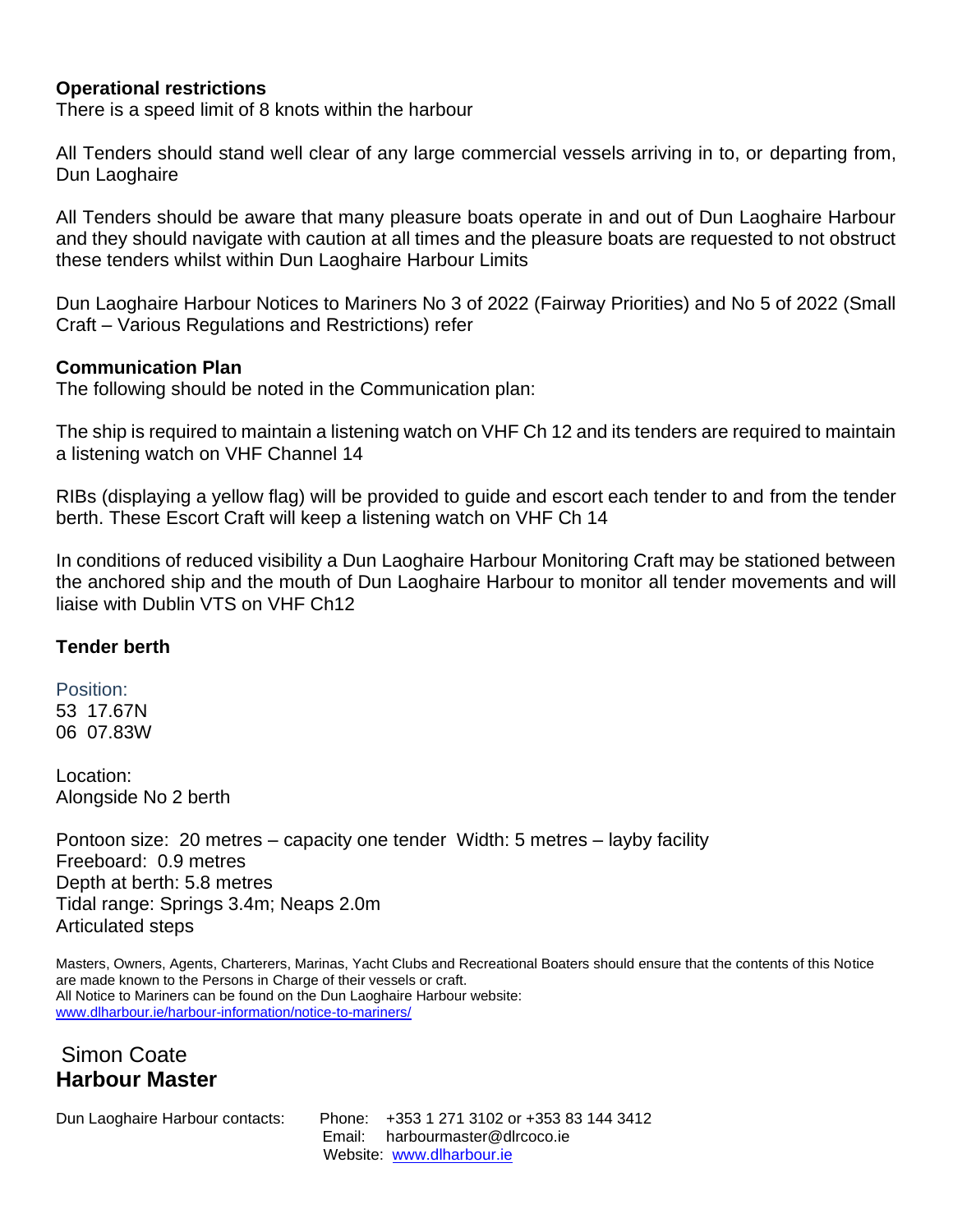**Operational restrictions**
There is a speed limit of 8 knots within the harbour

All Tenders should stand well clear of any large commercial vessels arriving in to, or departing from, Dun Laoghaire

All Tenders should be aware that many pleasure boats operate in and out of Dun Laoghaire Harbour and they should navigate with caution at all times and the pleasure boats are requested to not obstruct these tenders whilst within Dun Laoghaire Harbour Limits

Dun Laoghaire Harbour Notices to Mariners No 3 of 2022 (Fairway Priorities) and No 5 of 2022 (Small Craft – Various Regulations and Restrictions) refer

**Communication Plan**
The following should be noted in the Communication plan:

The ship is required to maintain a listening watch on VHF Ch 12 and its tenders are required to maintain a listening watch on VHF Channel 14

RIBs (displaying a yellow flag) will be provided to guide and escort each tender to and from the tender berth. These Escort Craft will keep a listening watch on VHF Ch 14

In conditions of reduced visibility a Dun Laoghaire Harbour Monitoring Craft may be stationed between the anchored ship and the mouth of Dun Laoghaire Harbour to monitor all tender movements and will liaise with Dublin VTS on VHF Ch12

**Tender berth**

Position:
53 17.67N
06 07.83W

Location:
Alongside No 2 berth

Pontoon size: 20 metres – capacity one tender Width: 5 metres – layby facility
Freeboard: 0.9 metres
Depth at berth: 5.8 metres
Tidal range: Springs 3.4m; Neaps 2.0m
Articulated steps

Masters, Owners, Agents, Charterers, Marinas, Yacht Clubs and Recreational Boaters should ensure that the contents of this Notice are made known to the Persons in Charge of their vessels or craft.
All Notice to Mariners can be found on the Dun Laoghaire Harbour website:
www.dlharbour.ie/harbour-information/notice-to-mariners/

Simon Coate
**Harbour Master**

Dun Laoghaire Harbour contacts: Phone: +353 1 271 3102 or +353 83 144 3412
Email: harbourmaster@dlrcoco.ie
Website: www.dlharbour.ie